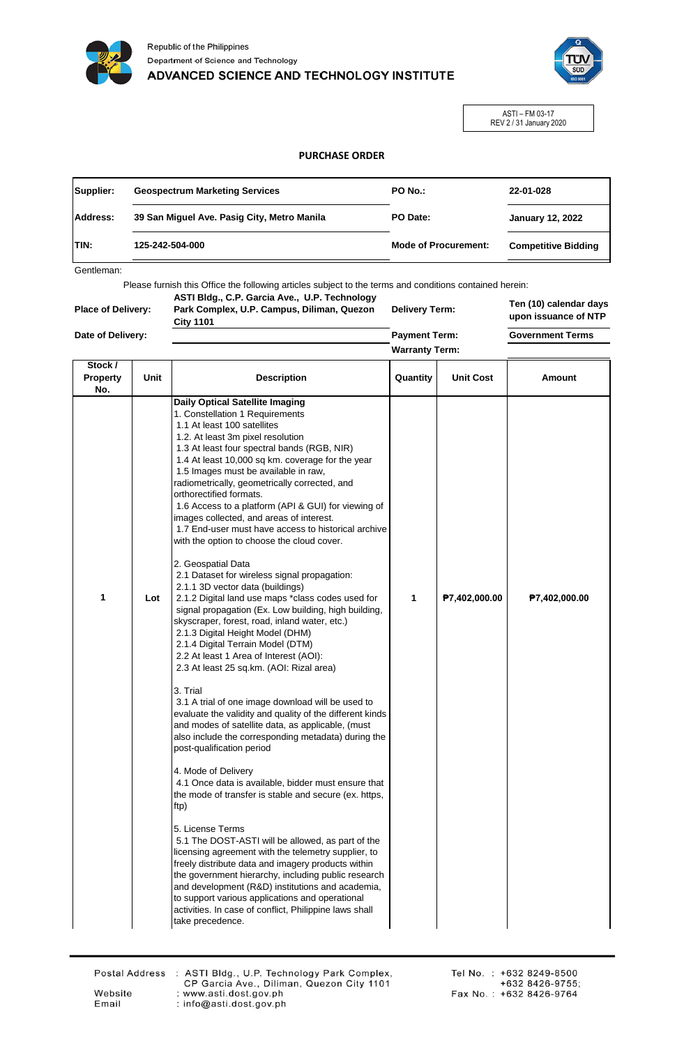Republic of the Philippines
Department of Science and Technology
ADVANCED SCIENCE AND TECHNOLOGY INSTITUTE

ASTI – FM 03-17
REV 2 / 31 January 2020

## PURCHASE ORDER

| | | | |
|---|---|---|---|
| **Supplier:** | **Geospectrum Marketing Services** | **PO No.:** | **22-01-028** |
| **Address:** | **39 San Miguel Ave. Pasig City, Metro Manila** | **PO Date:** | **January 12, 2022** |
| **TIN:** | **125-242-504-000** | **Mode of Procurement:** | **Competitive Bidding** |

Gentleman:

Please furnish this Office the following articles subject to the terms and conditions contained herein:

| | | | |
|---|---|---|---|
| **Place of Delivery:** | **ASTI Bldg., C.P. Garcia Ave., U.P. Technology Park Complex, U.P. Campus, Diliman, Quezon City 1101** | **Delivery Term:** | **Ten (10) calendar days upon issuance of NTP** |
| **Date of Delivery:** | | **Payment Term:** | **Government Terms** |
| | | **Warranty Term:** | |

| Stock / Property No. | Unit | Description | Quantity | Unit Cost | Amount |
|---|---|---|---|---|---|
| 1 | Lot | **Daily Optical Satellite Imaging**<br>1. Constellation 1 Requirements<br>1.1 At least 100 satellites<br>1.2. At least 3m pixel resolution<br>1.3 At least four spectral bands (RGB, NIR)<br>1.4 At least 10,000 sq km. coverage for the year<br>1.5 Images must be available in raw, radiometrically, geometrically corrected, and orthorectified formats.<br>1.6 Access to a platform (API & GUI) for viewing of images collected, and areas of interest.<br>1.7 End-user must have access to historical archive with the option to choose the cloud cover.<br><br>2. Geospatial Data<br>2.1 Dataset for wireless signal propagation:<br>2.1.1 3D vector data (buildings)<br>2.1.2 Digital land use maps *class codes used for signal propagation (Ex. Low building, high building, skyscraper, forest, road, inland water, etc.)<br>2.1.3 Digital Height Model (DHM)<br>2.1.4 Digital Terrain Model (DTM)<br>2.2 At least 1 Area of Interest (AOI):<br>2.3 At least 25 sq.km. (AOI: Rizal area)<br><br>3. Trial<br>3.1 A trial of one image download will be used to evaluate the validity and quality of the different kinds and modes of satellite data, as applicable, (must also include the corresponding metadata) during the post-qualification period<br><br>4. Mode of Delivery<br>4.1 Once data is available, bidder must ensure that the mode of transfer is stable and secure (ex. https, ftp)<br><br>5. License Terms<br>5.1 The DOST-ASTI will be allowed, as part of the licensing agreement with the telemetry supplier, to freely distribute data and imagery products within the government hierarchy, including public research and development (R&D) institutions and academia, to support various applications and operational activities. In case of conflict, Philippine laws shall take precedence. | 1 | ₱7,402,000.00 | ₱7,402,000.00 |

Postal Address : ASTI Bldg., U.P. Technology Park Complex, CP Garcia Ave., Diliman, Quezon City 1101
Website : www.asti.dost.gov.ph
Email : info@asti.dost.gov.ph
Tel No. : +632 8249-8500 +632 8426-9755;
Fax No. : +632 8426-9764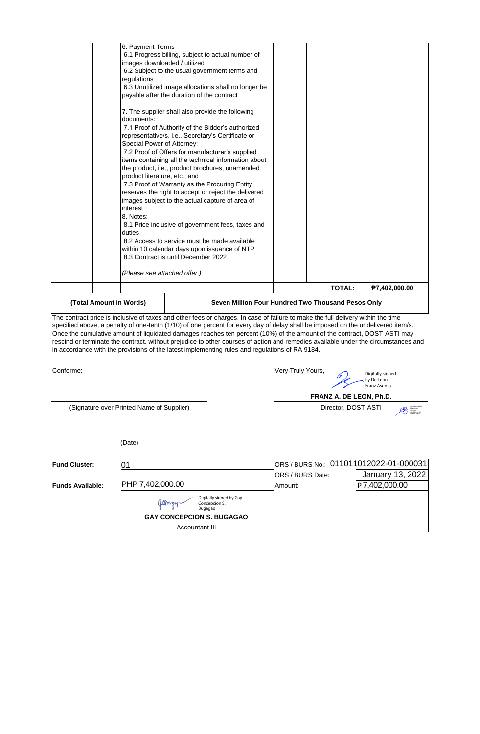| | | | | | |
|---|---|---|---|---|---|
| | | 6. Payment Terms<br>6.1 Progress billing, subject to actual number of images downloaded / utilized<br>6.2 Subject to the usual government terms and regulations<br>6.3 Unutilized image allocations shall no longer be payable after the duration of the contract<br><br>7. The supplier shall also provide the following documents:<br>7.1 Proof of Authority of the Bidder's authorized representative/s, i.e., Secretary's Certificate or Special Power of Attorney;<br>7.2 Proof of Offers for manufacturer's supplied items containing all the technical information about the product, i.e., product brochures, unamended product literature, etc.; and<br>7.3 Proof of Warranty as the Procuring Entity reserves the right to accept or reject the delivered images subject to the actual capture of area of interest<br>8. Notes:<br>8.1 Price inclusive of government fees, taxes and duties<br>8.2 Access to service must be made available within 10 calendar days upon issuance of NTP<br>8.3 Contract is until December 2022<br><br>*(Please see attached offer.)* | | | |
| | | | | **TOTAL:** | **₱7,402,000.00** |
| **(Total Amount in Words)** | | **Seven Million Four Hundred Two Thousand Pesos Only** | | | |

The contract price is inclusive of taxes and other fees or charges. In case of failure to make the full delivery within the time specified above, a penalty of one-tenth (1/10) of one percent for every day of delay shall be imposed on the undelivered item/s. Once the cumulative amount of liquidated damages reaches ten percent (10%) of the amount of the contract, DOST-ASTI may rescind or terminate the contract, without prejudice to other courses of action and remedies available under the circumstances and in accordance with the provisions of the latest implementing rules and regulations of RA 9184.

Conforme:

(Signature over Printed Name of Supplier)

(Date)

Very Truly Yours,

Digitally signed by De Leon Franz Asunta

**FRANZ A. DE LEON, Ph.D.**

Director, DOST-ASTI

| | | | |
|---|---|---|---|
| **Fund Cluster:** | 01 | ORS / BURS No.: | 011011012022-01-000031 |
| | | ORS / BURS Date: | January 13, 2022 |
| **Funds Available:** | PHP 7,402,000.00 | Amount: | ₱7,402,000.00 |

Digitally signed by Gay Concepcion S. Bugagao

**GAY CONCEPCION S. BUGAGAO**

Accountant III